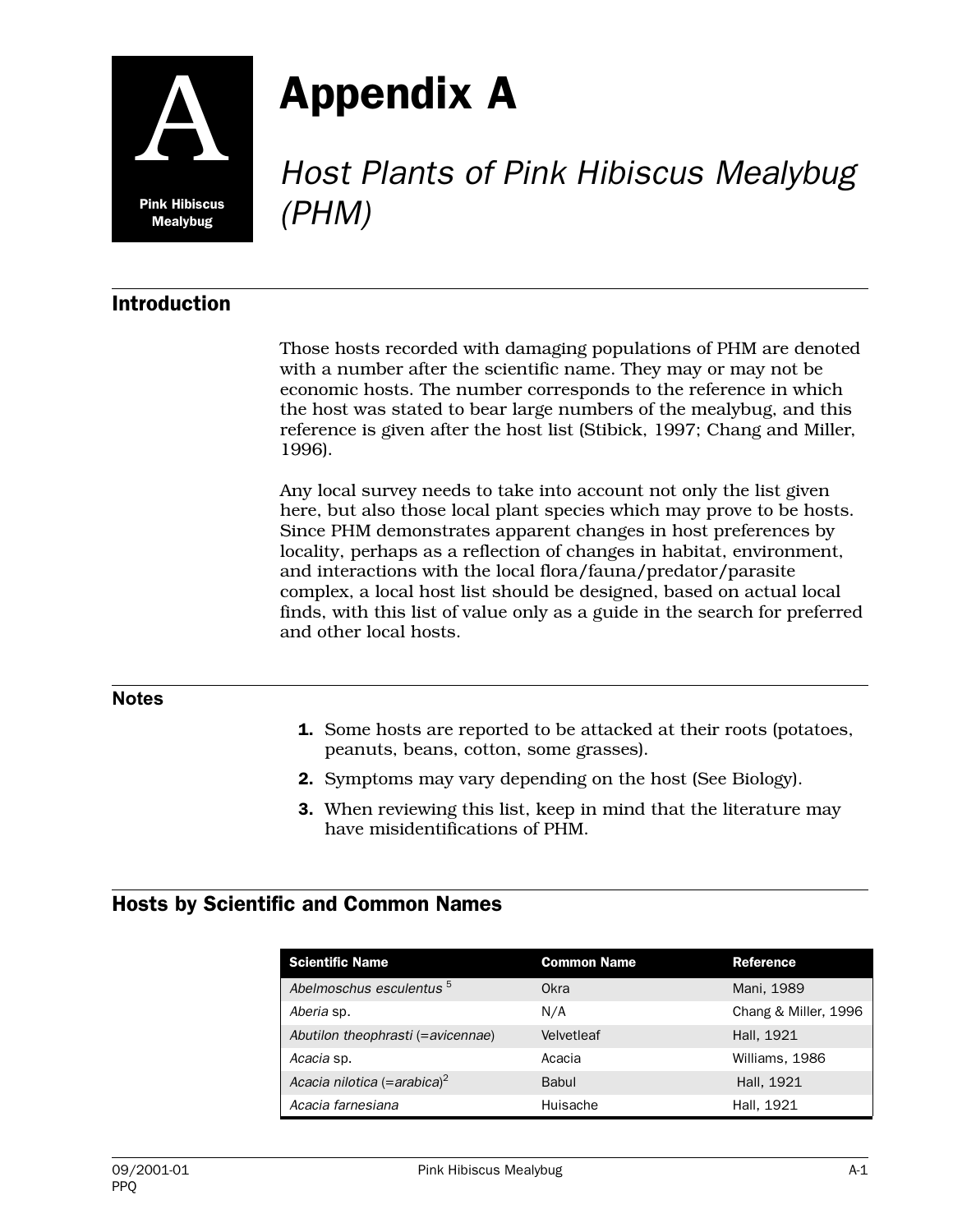# Appendix A

## Host Plants of Pink Hibiscus Mealybug (PHM)

### Introduction

Those hosts recorded with damaging populations of PHM are denoted with a number after the scientific name. They may or may not be economic hosts. The number corresponds to the reference in which the host was stated to bear large numbers of the mealybug, and this reference is given after the host list (Stibick, 1997; Chang and Miller, 1996).

Any local survey needs to take into account not only the list given here, but also those local plant species which may prove to be hosts. Since PHM demonstrates apparent changes in host preferences by locality, perhaps as a reflection of changes in habitat, environment, and interactions with the local flora/fauna/predator/parasite complex, a local host list should be designed, based on actual local finds, with this list of value only as a guide in the search for preferred and other local hosts.

### Notes

1. Some hosts are reported to be attacked at their roots (potatoes, peanuts, beans, cotton, some grasses).
2. Symptoms may vary depending on the host (See Biology).
3. When reviewing this list, keep in mind that the literature may have misidentifications of PHM.

### Hosts by Scientific and Common Names

| Scientific Name | Common Name | Reference |
|---|---|---|
| *Abelmoschus esculentus* [5] | Okra | Mani, 1989 |
| *Aberia* sp. | N/A | Chang & Miller, 1996 |
| *Abutilon theophrasti* (=*avicennae*) | Velvetleaf | Hall, 1921 |
| *Acacia* sp. | Acacia | Williams, 1986 |
| *Acacia nilotica* (=*arabica*)[2] | Babul | Hall, 1921 |
| *Acacia farnesiana* | Huisache | Hall, 1921 |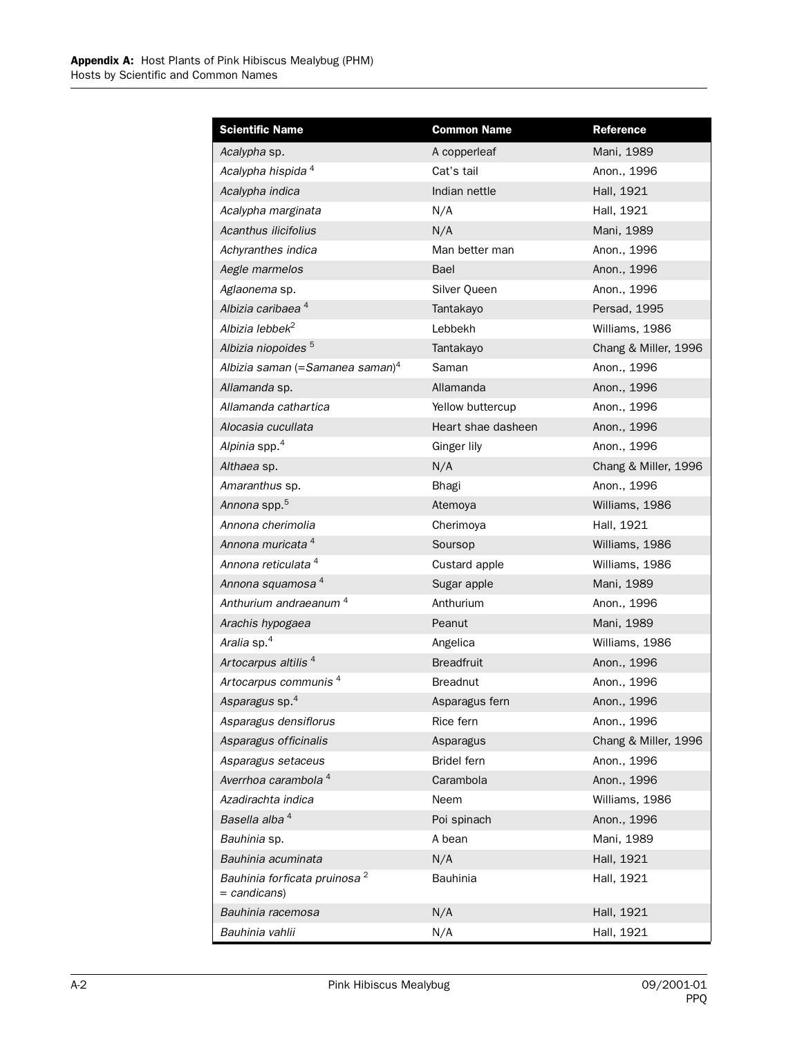| Scientific Name | Common Name | Reference |
|---|---|---|
| *Acalypha* sp. | A copperleaf | Mani, 1989 |
| *Acalypha hispida* [4] | Cat's tail | Anon., 1996 |
| *Acalypha indica* | Indian nettle | Hall, 1921 |
| *Acalypha marginata* | N/A | Hall, 1921 |
| *Acanthus ilicifolius* | N/A | Mani, 1989 |
| *Achyranthes indica* | Man better man | Anon., 1996 |
| *Aegle marmelos* | Bael | Anon., 1996 |
| *Aglaonema* sp. | Silver Queen | Anon., 1996 |
| *Albizia caribaea* [4] | Tantakayo | Persad, 1995 |
| *Albizia lebbek*[2] | Lebbekh | Williams, 1986 |
| *Albizia niopoides* [5] | Tantakayo | Chang & Miller, 1996 |
| *Albizia saman* (=*Samanea saman*)[4] | Saman | Anon., 1996 |
| *Allamanda* sp. | Allamanda | Anon., 1996 |
| *Allamanda cathartica* | Yellow buttercup | Anon., 1996 |
| *Alocasia cucullata* | Heart shae dasheen | Anon., 1996 |
| *Alpinia* spp.[4] | Ginger lily | Anon., 1996 |
| *Althaea* sp. | N/A | Chang & Miller, 1996 |
| *Amaranthus* sp. | Bhagi | Anon., 1996 |
| *Annona* spp.[5] | Atemoya | Williams, 1986 |
| *Annona cherimolia* | Cherimoya | Hall, 1921 |
| *Annona muricata* [4] | Soursop | Williams, 1986 |
| *Annona reticulata* [4] | Custard apple | Williams, 1986 |
| *Annona squamosa* [4] | Sugar apple | Mani, 1989 |
| *Anthurium andraeanum* [4] | Anthurium | Anon., 1996 |
| *Arachis hypogaea* | Peanut | Mani, 1989 |
| *Aralia* sp.[4] | Angelica | Williams, 1986 |
| *Artocarpus altilis* [4] | Breadfruit | Anon., 1996 |
| *Artocarpus communis* [4] | Breadnut | Anon., 1996 |
| *Asparagus* sp.[4] | Asparagus fern | Anon., 1996 |
| *Asparagus densiflorus* | Rice fern | Anon., 1996 |
| *Asparagus officinalis* | Asparagus | Chang & Miller, 1996 |
| *Asparagus setaceus* | Bridel fern | Anon., 1996 |
| *Averrhoa carambola* [4] | Carambola | Anon., 1996 |
| *Azadirachta indica* | Neem | Williams, 1986 |
| *Basella alba* [4] | Poi spinach | Anon., 1996 |
| *Bauhinia* sp. | A bean | Mani, 1989 |
| *Bauhinia acuminata* | N/A | Hall, 1921 |
| *Bauhinia forficata pruinosa* [2] = *candicans*) | Bauhinia | Hall, 1921 |
| *Bauhinia racemosa* | N/A | Hall, 1921 |
| *Bauhinia vahlii* | N/A | Hall, 1921 |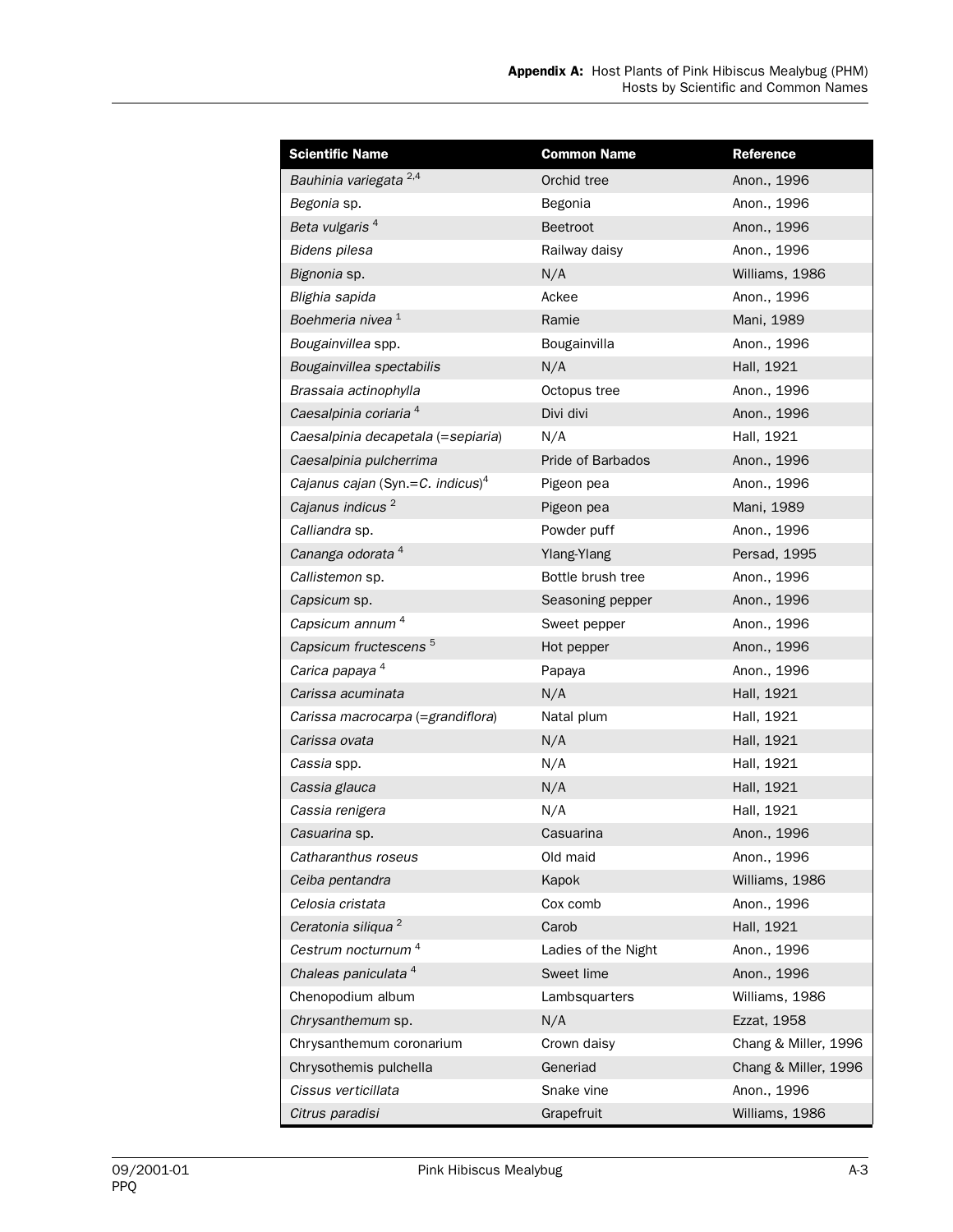| Scientific Name | Common Name | Reference |
| --- | --- | --- |
| *Bauhinia variegata* [2,4] | Orchid tree | Anon., 1996 |
| *Begonia* sp. | Begonia | Anon., 1996 |
| *Beta vulgaris* [4] | Beetroot | Anon., 1996 |
| *Bidens pilesa* | Railway daisy | Anon., 1996 |
| *Bignonia* sp. | N/A | Williams, 1986 |
| *Blighia sapida* | Ackee | Anon., 1996 |
| *Boehmeria nivea* [1] | Ramie | Mani, 1989 |
| *Bougainvillea* spp. | Bougainvilla | Anon., 1996 |
| *Bougainvillea spectabilis* | N/A | Hall, 1921 |
| *Brassaia actinophylla* | Octopus tree | Anon., 1996 |
| *Caesalpinia coriaria* [4] | Divi divi | Anon., 1996 |
| *Caesalpinia decapetala* (=*sepiaria*) | N/A | Hall, 1921 |
| *Caesalpinia pulcherrima* | Pride of Barbados | Anon., 1996 |
| *Cajanus cajan* (Syn.=*C. indicus*)[4] | Pigeon pea | Anon., 1996 |
| *Cajanus indicus* [2] | Pigeon pea | Mani, 1989 |
| *Calliandra* sp. | Powder puff | Anon., 1996 |
| *Cananga odorata* [4] | Ylang-Ylang | Persad, 1995 |
| *Callistemon* sp. | Bottle brush tree | Anon., 1996 |
| *Capsicum* sp. | Seasoning pepper | Anon., 1996 |
| *Capsicum annum* [4] | Sweet pepper | Anon., 1996 |
| *Capsicum fructescens* [5] | Hot pepper | Anon., 1996 |
| *Carica papaya* [4] | Papaya | Anon., 1996 |
| *Carissa acuminata* | N/A | Hall, 1921 |
| *Carissa macrocarpa* (=*grandiflora*) | Natal plum | Hall, 1921 |
| *Carissa ovata* | N/A | Hall, 1921 |
| *Cassia* spp. | N/A | Hall, 1921 |
| *Cassia glauca* | N/A | Hall, 1921 |
| *Cassia renigera* | N/A | Hall, 1921 |
| *Casuarina* sp. | Casuarina | Anon., 1996 |
| *Catharanthus roseus* | Old maid | Anon., 1996 |
| *Ceiba pentandra* | Kapok | Williams, 1986 |
| *Celosia cristata* | Cox comb | Anon., 1996 |
| *Ceratonia siliqua* [2] | Carob | Hall, 1921 |
| *Cestrum nocturnum* [4] | Ladies of the Night | Anon., 1996 |
| *Chaleas paniculata* [4] | Sweet lime | Anon., 1996 |
| Chenopodium album | Lambsquarters | Williams, 1986 |
| *Chrysanthemum* sp. | N/A | Ezzat, 1958 |
| Chrysanthemum coronarium | Crown daisy | Chang & Miller, 1996 |
| Chrysothemis pulchella | Generiad | Chang & Miller, 1996 |
| *Cissus verticillata* | Snake vine | Anon., 1996 |
| *Citrus paradisi* | Grapefruit | Williams, 1986 |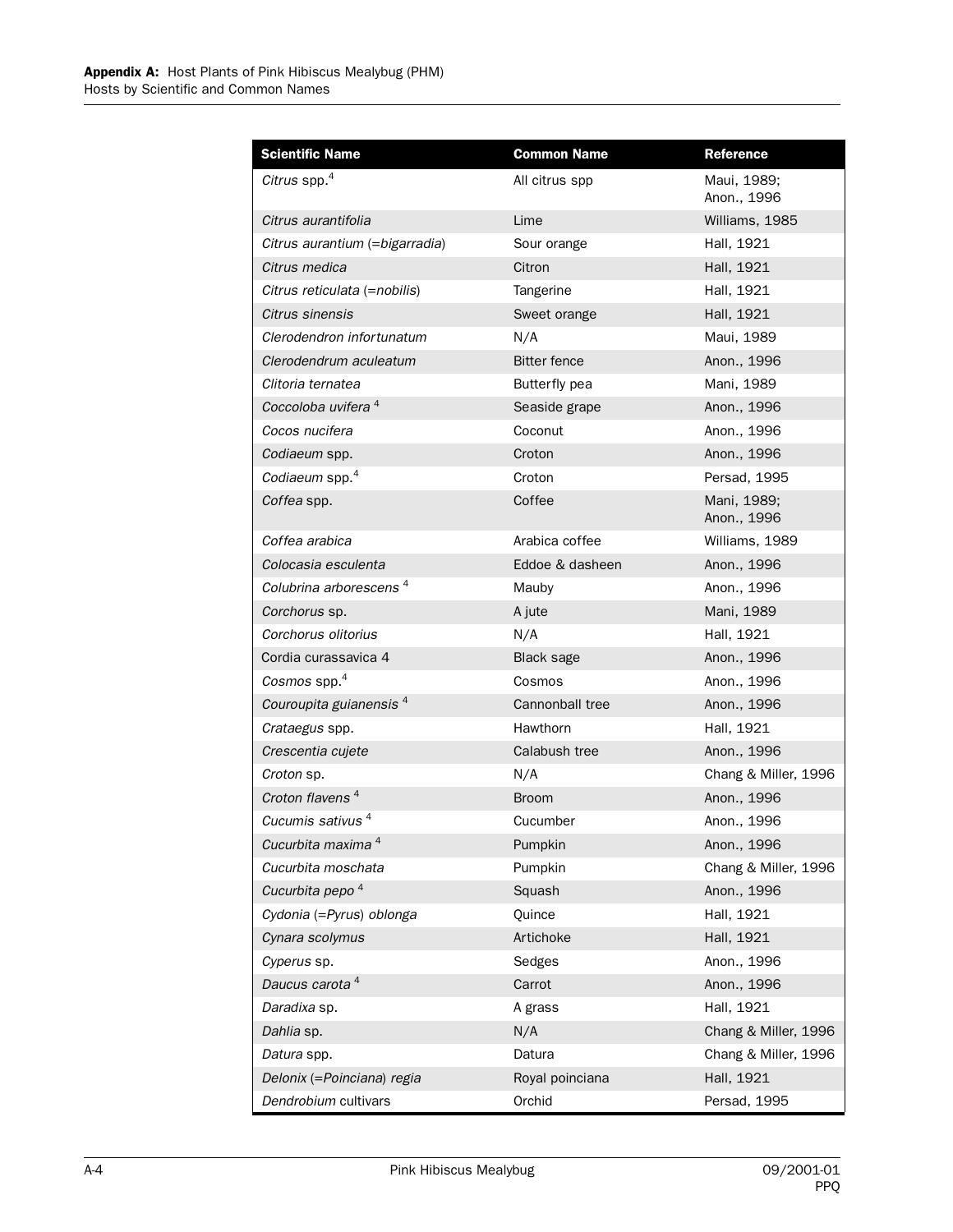| Scientific Name | Common Name | Reference |
|---|---|---|
| *Citrus* spp.[4] | All citrus spp | Maui, 1989; Anon., 1996 |
| *Citrus aurantifolia* | Lime | Williams, 1985 |
| *Citrus aurantium* (=*bigarradia*) | Sour orange | Hall, 1921 |
| *Citrus medica* | Citron | Hall, 1921 |
| *Citrus reticulata* (=*nobilis*) | Tangerine | Hall, 1921 |
| *Citrus sinensis* | Sweet orange | Hall, 1921 |
| *Clerodendron infortunatum* | N/A | Maui, 1989 |
| *Clerodendrum aculeatum* | Bitter fence | Anon., 1996 |
| *Clitoria ternatea* | Butterfly pea | Mani, 1989 |
| *Coccoloba uvifera* [4] | Seaside grape | Anon., 1996 |
| *Cocos nucifera* | Coconut | Anon., 1996 |
| *Codiaeum* spp. | Croton | Anon., 1996 |
| *Codiaeum* spp.[4] | Croton | Persad, 1995 |
| *Coffea* spp. | Coffee | Mani, 1989; Anon., 1996 |
| *Coffea arabica* | Arabica coffee | Williams, 1989 |
| *Colocasia esculenta* | Eddoe & dasheen | Anon., 1996 |
| *Colubrina arborescens* [4] | Mauby | Anon., 1996 |
| *Corchorus* sp. | A jute | Mani, 1989 |
| *Corchorus olitorius* | N/A | Hall, 1921 |
| Cordia curassavica 4 | Black sage | Anon., 1996 |
| *Cosmos* spp.[4] | Cosmos | Anon., 1996 |
| *Couroupita guianensis* [4] | Cannonball tree | Anon., 1996 |
| *Crataegus* spp. | Hawthorn | Hall, 1921 |
| *Crescentia cujete* | Calabush tree | Anon., 1996 |
| *Croton* sp. | N/A | Chang & Miller, 1996 |
| *Croton flavens* [4] | Broom | Anon., 1996 |
| *Cucumis sativus* [4] | Cucumber | Anon., 1996 |
| *Cucurbita maxima* [4] | Pumpkin | Anon., 1996 |
| *Cucurbita moschata* | Pumpkin | Chang & Miller, 1996 |
| *Cucurbita pepo* [4] | Squash | Anon., 1996 |
| *Cydonia* (=*Pyrus*) *oblonga* | Quince | Hall, 1921 |
| *Cynara scolymus* | Artichoke | Hall, 1921 |
| *Cyperus* sp. | Sedges | Anon., 1996 |
| *Daucus carota* [4] | Carrot | Anon., 1996 |
| *Daradixa* sp. | A grass | Hall, 1921 |
| *Dahlia* sp. | N/A | Chang & Miller, 1996 |
| *Datura* spp. | Datura | Chang & Miller, 1996 |
| *Delonix* (=*Poinciana*) *regia* | Royal poinciana | Hall, 1921 |
| *Dendrobium* cultivars | Orchid | Persad, 1995 |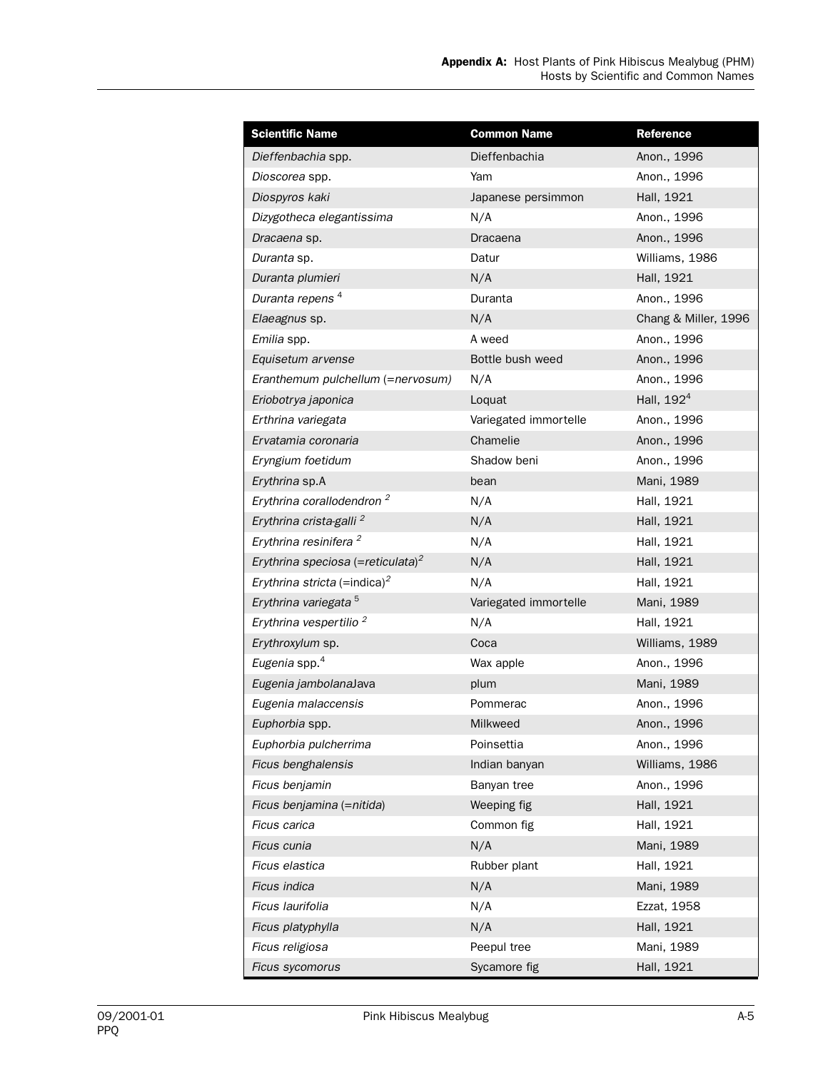| Scientific Name | Common Name | Reference |
| --- | --- | --- |
| *Dieffenbachia* spp. | Dieffenbachia | Anon., 1996 |
| *Dioscorea* spp. | Yam | Anon., 1996 |
| *Diospyros kaki* | Japanese persimmon | Hall, 1921 |
| *Dizygotheca elegantissima* | N/A | Anon., 1996 |
| *Dracaena* sp. | Dracaena | Anon., 1996 |
| *Duranta* sp. | Datur | Williams, 1986 |
| *Duranta plumieri* | N/A | Hall, 1921 |
| *Duranta repens* [4] | Duranta | Anon., 1996 |
| *Elaeagnus* sp. | N/A | Chang & Miller, 1996 |
| *Emilia* spp. | A weed | Anon., 1996 |
| *Equisetum arvense* | Bottle bush weed | Anon., 1996 |
| *Eranthemum pulchellum* (=*nervosum*) | N/A | Anon., 1996 |
| *Eriobotrya japonica* | Loquat | Hall, 192[4] |
| *Erthrina variegata* | Variegated immortelle | Anon., 1996 |
| *Ervatamia coronaria* | Chamelie | Anon., 1996 |
| *Eryngium foetidum* | Shadow beni | Anon., 1996 |
| *Erythrina* sp.A | bean | Mani, 1989 |
| *Erythrina corallodendron* [2] | N/A | Hall, 1921 |
| *Erythrina crista-galli* [2] | N/A | Hall, 1921 |
| *Erythrina resinifera* [2] | N/A | Hall, 1921 |
| *Erythrina speciosa* (=*reticulata*)[2] | N/A | Hall, 1921 |
| *Erythrina stricta* (=indica)[2] | N/A | Hall, 1921 |
| *Erythrina variegata* [5] | Variegated immortelle | Mani, 1989 |
| *Erythrina vespertilio* [2] | N/A | Hall, 1921 |
| *Erythroxylum* sp. | Coca | Williams, 1989 |
| *Eugenia* spp.[4] | Wax apple | Anon., 1996 |
| *Eugenia jambolana*Java | plum | Mani, 1989 |
| *Eugenia malaccensis* | Pommerac | Anon., 1996 |
| *Euphorbia* spp. | Milkweed | Anon., 1996 |
| *Euphorbia pulcherrima* | Poinsettia | Anon., 1996 |
| *Ficus benghalensis* | Indian banyan | Williams, 1986 |
| *Ficus benjamin* | Banyan tree | Anon., 1996 |
| *Ficus benjamina* (=*nitida*) | Weeping fig | Hall, 1921 |
| *Ficus carica* | Common fig | Hall, 1921 |
| *Ficus cunia* | N/A | Mani, 1989 |
| *Ficus elastica* | Rubber plant | Hall, 1921 |
| *Ficus indica* | N/A | Mani, 1989 |
| *Ficus laurifolia* | N/A | Ezzat, 1958 |
| *Ficus platyphylla* | N/A | Hall, 1921 |
| *Ficus religiosa* | Peepul tree | Mani, 1989 |
| *Ficus sycomorus* | Sycamore fig | Hall, 1921 |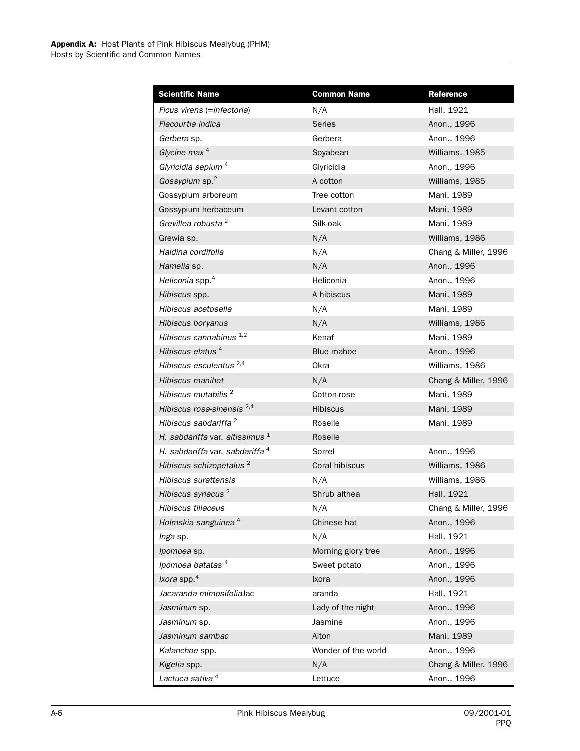| Scientific Name | Common Name | Reference |
|---|---|---|
| *Ficus virens* (=*infectoria*) | N/A | Hall, 1921 |
| *Flacourtia indica* | Series | Anon., 1996 |
| *Gerbera* sp. | Gerbera | Anon., 1996 |
| *Glycine max* [4] | Soyabean | Williams, 1985 |
| *Glyricidia sepium* [4] | Glyricidia | Anon., 1996 |
| *Gossypium* sp.[2] | A cotton | Williams, 1985 |
| Gossypium arboreum | Tree cotton | Mani, 1989 |
| Gossypium herbaceum | Levant cotton | Mani, 1989 |
| *Grevillea robusta* [2] | Silk-oak | Mani, 1989 |
| Grewia sp. | N/A | Williams, 1986 |
| *Haldina cordifolia* | N/A | Chang & Miller, 1996 |
| *Hamelia* sp. | N/A | Anon., 1996 |
| *Heliconia* spp.[4] | Heliconia | Anon., 1996 |
| *Hibiscus* spp. | A hibiscus | Mani, 1989 |
| *Hibiscus acetosella* | N/A | Mani, 1989 |
| *Hibiscus boryanus* | N/A | Williams, 1986 |
| *Hibiscus cannabinus* [1,2] | Kenaf | Mani, 1989 |
| *Hibiscus elatus* [4] | Blue mahoe | Anon., 1996 |
| *Hibiscus esculentus* [2,4] | Okra | Williams, 1986 |
| *Hibiscus manihot* | N/A | Chang & Miller, 1996 |
| *Hibiscus mutabilis* [2] | Cotton-rose | Mani, 1989 |
| *Hibiscus rosa-sinensis* [2,4] | Hibiscus | Mani, 1989 |
| *Hibiscus sabdariffa* [2] | Roselle | Mani, 1989 |
| *H. sabdariffa* var. *altissimus* [1] | Roselle | |
| *H. sabdariffa* var. *sabdariffa* [4] | Sorrel | Anon., 1996 |
| *Hibiscus schizopetalus* [2] | Coral hibiscus | Williams, 1986 |
| *Hibiscus surattensis* | N/A | Williams, 1986 |
| *Hibiscus syriacus* [2] | Shrub althea | Hall, 1921 |
| *Hibiscus tiliaceus* | N/A | Chang & Miller, 1996 |
| *Holmskia sanguinea* [4] | Chinese hat | Anon., 1996 |
| *Inga* sp. | N/A | Hall, 1921 |
| *Ipomoea* sp. | Morning glory tree | Anon., 1996 |
| *Ipomoea batatas* [4] | Sweet potato | Anon., 1996 |
| *Ixora* spp.[4] | Ixora | Anon., 1996 |
| *Jacaranda mimosifolia*Jac | aranda | Hall, 1921 |
| *Jasminum* sp. | Lady of the night | Anon., 1996 |
| *Jasminum* sp. | Jasmine | Anon., 1996 |
| *Jasminum sambac* | Aiton | Mani, 1989 |
| *Kalanchoe* spp. | Wonder of the world | Anon., 1996 |
| *Kigelia* spp. | N/A | Chang & Miller, 1996 |
| *Lactuca sativa* [4] | Lettuce | Anon., 1996 |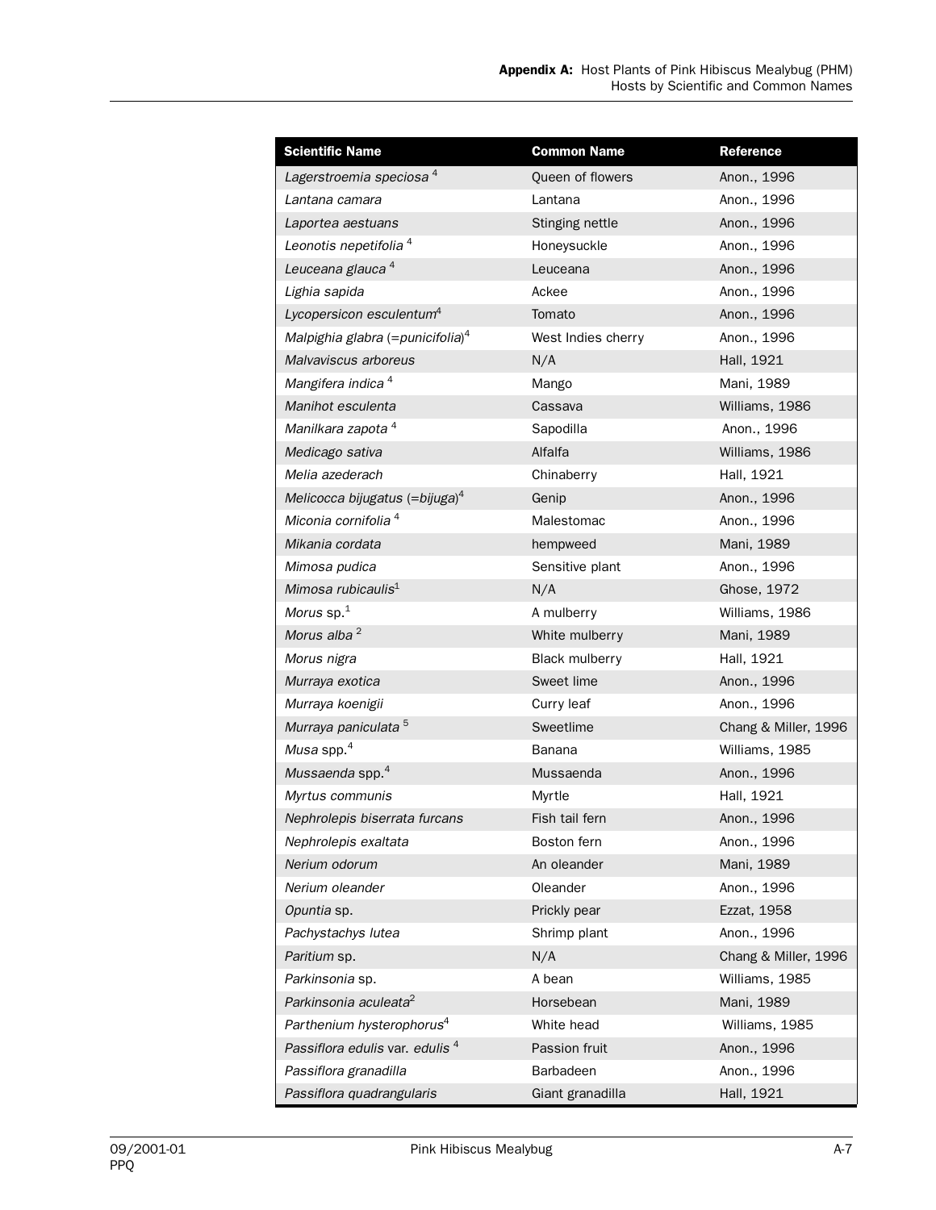| Scientific Name | Common Name | Reference |
|---|---|---|
| *Lagerstroemia speciosa* [4] | Queen of flowers | Anon., 1996 |
| *Lantana camara* | Lantana | Anon., 1996 |
| *Laportea aestuans* | Stinging nettle | Anon., 1996 |
| *Leonotis nepetifolia* [4] | Honeysuckle | Anon., 1996 |
| *Leuceana glauca* [4] | Leuceana | Anon., 1996 |
| *Lighia sapida* | Ackee | Anon., 1996 |
| *Lycopersicon esculentum*[4] | Tomato | Anon., 1996 |
| *Malpighia glabra* (=*punicifolia*)[4] | West Indies cherry | Anon., 1996 |
| *Malvaviscus arboreus* | N/A | Hall, 1921 |
| *Mangifera indica* [4] | Mango | Mani, 1989 |
| *Manihot esculenta* | Cassava | Williams, 1986 |
| *Manilkara zapota* [4] | Sapodilla | Anon., 1996 |
| *Medicago sativa* | Alfalfa | Williams, 1986 |
| *Melia azederach* | Chinaberry | Hall, 1921 |
| *Melicocca bijugatus* (=*bijuga*)[4] | Genip | Anon., 1996 |
| *Miconia cornifolia* [4] | Malestomac | Anon., 1996 |
| *Mikania cordata* | hempweed | Mani, 1989 |
| *Mimosa pudica* | Sensitive plant | Anon., 1996 |
| *Mimosa rubicaulis*[1] | N/A | Ghose, 1972 |
| *Morus* sp.[1] | A mulberry | Williams, 1986 |
| *Morus alba* [2] | White mulberry | Mani, 1989 |
| *Morus nigra* | Black mulberry | Hall, 1921 |
| *Murraya exotica* | Sweet lime | Anon., 1996 |
| *Murraya koenigii* | Curry leaf | Anon., 1996 |
| *Murraya paniculata* [5] | Sweetlime | Chang & Miller, 1996 |
| *Musa* spp.[4] | Banana | Williams, 1985 |
| *Mussaenda* spp.[4] | Mussaenda | Anon., 1996 |
| *Myrtus communis* | Myrtle | Hall, 1921 |
| *Nephrolepis biserrata furcans* | Fish tail fern | Anon., 1996 |
| *Nephrolepis exaltata* | Boston fern | Anon., 1996 |
| *Nerium odorum* | An oleander | Mani, 1989 |
| *Nerium oleander* | Oleander | Anon., 1996 |
| *Opuntia* sp. | Prickly pear | Ezzat, 1958 |
| *Pachystachys lutea* | Shrimp plant | Anon., 1996 |
| *Paritium* sp. | N/A | Chang & Miller, 1996 |
| *Parkinsonia* sp. | A bean | Williams, 1985 |
| *Parkinsonia aculeata*[2] | Horsebean | Mani, 1989 |
| *Parthenium hysterophorus*[4] | White head | Williams, 1985 |
| *Passiflora edulis* var. *edulis* [4] | Passion fruit | Anon., 1996 |
| *Passiflora granadilla* | Barbadeen | Anon., 1996 |
| *Passiflora quadrangularis* | Giant granadilla | Hall, 1921 |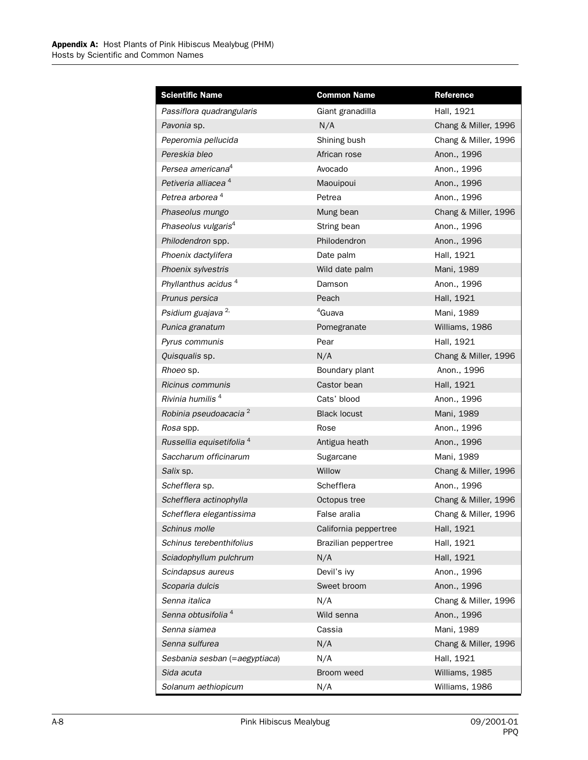| Scientific Name | Common Name | Reference |
|---|---|---|
| *Passiflora quadrangularis* | Giant granadilla | Hall, 1921 |
| *Pavonia* sp. | N/A | Chang & Miller, 1996 |
| *Peperomia pellucida* | Shining bush | Chang & Miller, 1996 |
| *Pereskia bleo* | African rose | Anon., 1996 |
| *Persea americana*[4] | Avocado | Anon., 1996 |
| *Petiveria alliacea* [4] | Maouipoui | Anon., 1996 |
| *Petrea arborea* [4] | Petrea | Anon., 1996 |
| *Phaseolus mungo* | Mung bean | Chang & Miller, 1996 |
| *Phaseolus vulgaris*[4] | String bean | Anon., 1996 |
| *Philodendron* spp. | Philodendron | Anon., 1996 |
| *Phoenix dactylifera* | Date palm | Hall, 1921 |
| *Phoenix sylvestris* | Wild date palm | Mani, 1989 |
| *Phyllanthus acidus* [4] | Damson | Anon., 1996 |
| *Prunus persica* | Peach | Hall, 1921 |
| *Psidium guajava* [2,] | [4]Guava | Mani, 1989 |
| *Punica granatum* | Pomegranate | Williams, 1986 |
| *Pyrus communis* | Pear | Hall, 1921 |
| *Quisqualis* sp. | N/A | Chang & Miller, 1996 |
| *Rhoeo* sp. | Boundary plant | Anon., 1996 |
| *Ricinus communis* | Castor bean | Hall, 1921 |
| *Rivinia humilis* [4] | Cats' blood | Anon., 1996 |
| *Robinia pseudoacacia* [2] | Black locust | Mani, 1989 |
| *Rosa* spp. | Rose | Anon., 1996 |
| *Russellia equisetifolia* [4] | Antigua heath | Anon., 1996 |
| *Saccharum officinarum* | Sugarcane | Mani, 1989 |
| *Salix* sp. | Willow | Chang & Miller, 1996 |
| *Schefflera* sp. | Schefflera | Anon., 1996 |
| *Schefflera actinophylla* | Octopus tree | Chang & Miller, 1996 |
| *Schefflera elegantissima* | False aralia | Chang & Miller, 1996 |
| *Schinus molle* | California peppertree | Hall, 1921 |
| *Schinus terebenthifolius* | Brazilian peppertree | Hall, 1921 |
| *Sciadophyllum pulchrum* | N/A | Hall, 1921 |
| *Scindapsus aureus* | Devil's ivy | Anon., 1996 |
| *Scoparia dulcis* | Sweet broom | Anon., 1996 |
| *Senna italica* | N/A | Chang & Miller, 1996 |
| *Senna obtusifolia* [4] | Wild senna | Anon., 1996 |
| *Senna siamea* | Cassia | Mani, 1989 |
| *Senna sulfurea* | N/A | Chang & Miller, 1996 |
| *Sesbania sesban* (=*aegyptiaca*) | N/A | Hall, 1921 |
| *Sida acuta* | Broom weed | Williams, 1985 |
| *Solanum aethiopicum* | N/A | Williams, 1986 |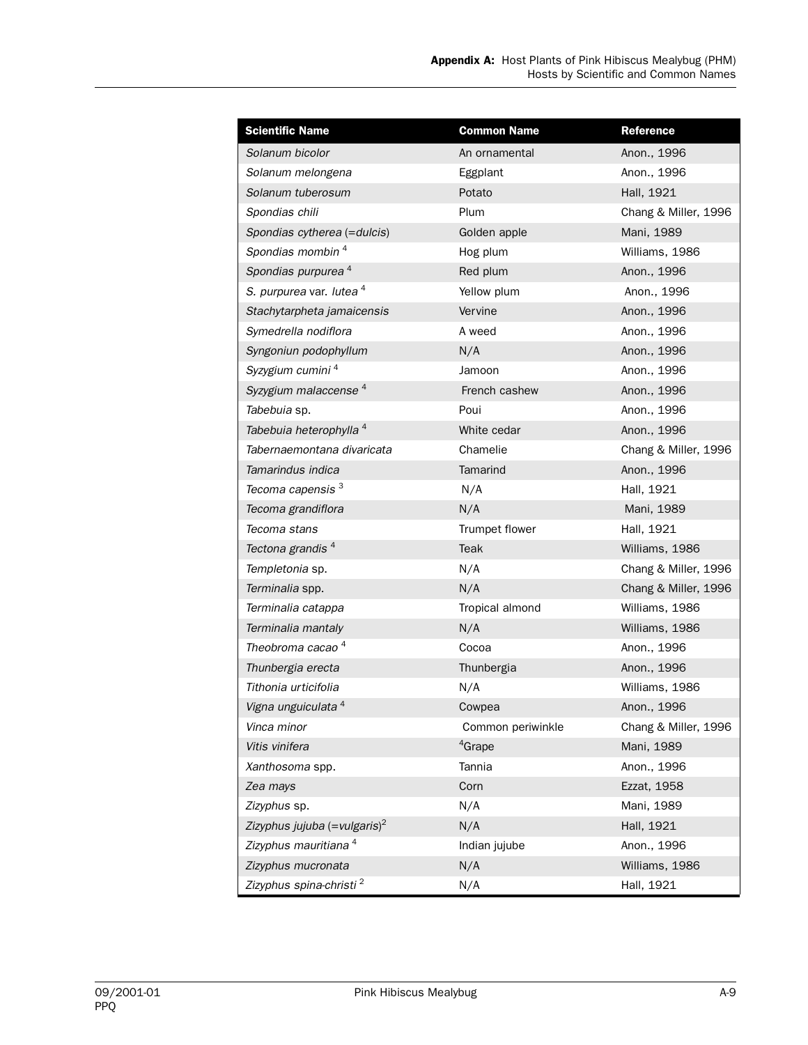| Scientific Name | Common Name | Reference |
| --- | --- | --- |
| *Solanum bicolor* | An ornamental | Anon., 1996 |
| *Solanum melongena* | Eggplant | Anon., 1996 |
| *Solanum tuberosum* | Potato | Hall, 1921 |
| *Spondias chili* | Plum | Chang & Miller, 1996 |
| *Spondias cytherea* (=*dulcis*) | Golden apple | Mani, 1989 |
| *Spondias mombin* [4] | Hog plum | Williams, 1986 |
| *Spondias purpurea* [4] | Red plum | Anon., 1996 |
| *S. purpurea* var. *lutea* [4] | Yellow plum | Anon., 1996 |
| *Stachytarpheta jamaicensis* | Vervine | Anon., 1996 |
| *Symedrella nodiflora* | A weed | Anon., 1996 |
| *Syngoniun podophyllum* | N/A | Anon., 1996 |
| *Syzygium cumini* [4] | Jamoon | Anon., 1996 |
| *Syzygium malaccense* [4] | French cashew | Anon., 1996 |
| *Tabebuia* sp. | Poui | Anon., 1996 |
| *Tabebuia heterophylla* [4] | White cedar | Anon., 1996 |
| *Tabernaemontana divaricata* | Chamelie | Chang & Miller, 1996 |
| *Tamarindus indica* | Tamarind | Anon., 1996 |
| *Tecoma capensis* [3] | N/A | Hall, 1921 |
| *Tecoma grandiflora* | N/A | Mani, 1989 |
| *Tecoma stans* | Trumpet flower | Hall, 1921 |
| *Tectona grandis* [4] | Teak | Williams, 1986 |
| *Templetonia* sp. | N/A | Chang & Miller, 1996 |
| *Terminalia* spp. | N/A | Chang & Miller, 1996 |
| *Terminalia catappa* | Tropical almond | Williams, 1986 |
| *Terminalia mantaly* | N/A | Williams, 1986 |
| *Theobroma cacao* [4] | Cocoa | Anon., 1996 |
| *Thunbergia erecta* | Thunbergia | Anon., 1996 |
| *Tithonia urticifolia* | N/A | Williams, 1986 |
| *Vigna unguiculata* [4] | Cowpea | Anon., 1996 |
| *Vinca minor* | Common periwinkle | Chang & Miller, 1996 |
| *Vitis vinifera* | [4]Grape | Mani, 1989 |
| *Xanthosoma* spp. | Tannia | Anon., 1996 |
| *Zea mays* | Corn | Ezzat, 1958 |
| *Zizyphus* sp. | N/A | Mani, 1989 |
| *Zizyphus jujuba* (=*vulgaris*)[2] | N/A | Hall, 1921 |
| *Zizyphus mauritiana* [4] | Indian jujube | Anon., 1996 |
| *Zizyphus mucronata* | N/A | Williams, 1986 |
| *Zizyphus spina-christi* [2] | N/A | Hall, 1921 |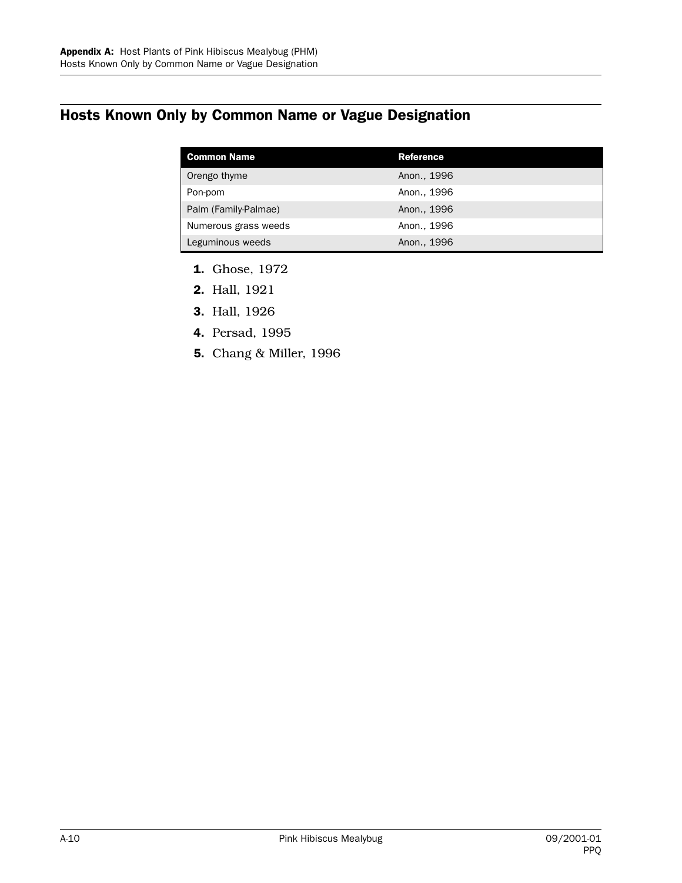## Hosts Known Only by Common Name or Vague Designation

| Common Name | Reference |
| --- | --- |
| Orengo thyme | Anon., 1996 |
| Pon-pom | Anon., 1996 |
| Palm (Family-Palmae) | Anon., 1996 |
| Numerous grass weeds | Anon., 1996 |
| Leguminous weeds | Anon., 1996 |

1. Ghose, 1972
2. Hall, 1921
3. Hall, 1926
4. Persad, 1995
5. Chang & Miller, 1996